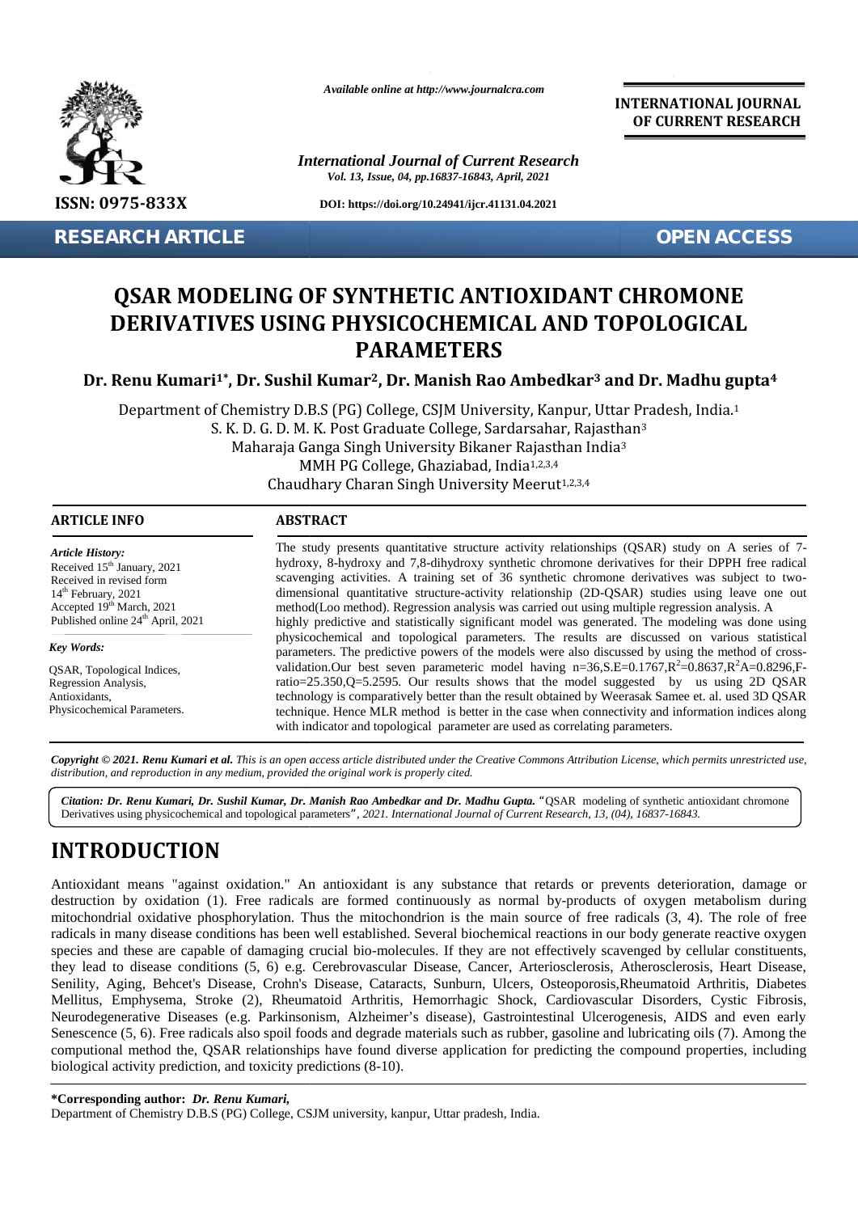**RESEARCH ARTICLE** **OPEN ACCESS**

# QSAR MODELING OF SYNTHETIC ANTIOXIDANT CHROMONE DERIVATIVES USING PHYSICOCHEMICAL AND TOPOLOGICAL PARAMETERS

**Dr. Renu Kumari[1*], Dr. Sushil Kumar[2], Dr. Manish Rao Ambedkar[3] and Dr. Madhu gupta[4]**

Department of Chemistry D.B.S (PG) College, CSJM University, Kanpur, Uttar Pradesh, India.[1]
S. K. D. G. D. M. K. Post Graduate College, Sardarsahar, Rajasthan[3]
Maharaja Ganga Singh University Bikaner Rajasthan India[3]
MMH PG College, Ghaziabad, India[1,2,3,4]
Chaudhary Charan Singh University Meerut[1,2,3,4]

## ARTICLE INFO

*Article History:*
Received 15th January, 2021
Received in revised form
14th February, 2021
Accepted 19th March, 2021
Published online 24th April, 2021

*Key Words:*

QSAR, Topological Indices,
Regression Analysis,
Antioxidants,
Physicochemical Parameters.

## ABSTRACT

The study presents quantitative structure activity relationships (QSAR) study on A series of 7-hydroxy, 8-hydroxy and 7,8-dihydroxy synthetic chromone derivatives for their DPPH free radical scavenging activities. A training set of 36 synthetic chromone derivatives was subject to two-dimensional quantitative structure-activity relationship (2D-QSAR) studies using leave one out method(Loo method). Regression analysis was carried out using multiple regression analysis. A highly predictive and statistically significant model was generated. The modeling was done using physicochemical and topological parameters. The results are discussed on various statistical parameters. The predictive powers of the models were also discussed by using the method of cross-validation.Our best seven parameteric model having n=36,S.E=0.1767,$R^2$=0.8637,$R^2A$=0.8296,F-ratio=25.350,Q=5.2595. Our results shows that the model suggested by us using 2D QSAR technology is comparatively better than the result obtained by Weerasak Samee et. al. used 3D QSAR technique. Hence MLR method is better in the case when connectivity and information indices along with indicator and topological parameter are used as correlating parameters.

***Copyright © 2021. Renu Kumari et al.*** *This is an open access article distributed under the Creative Commons Attribution License, which permits unrestricted use, distribution, and reproduction in any medium, provided the original work is properly cited.*

***Citation: Dr. Renu Kumari, Dr. Sushil Kumar, Dr. Manish Rao Ambedkar and Dr. Madhu Gupta.*** "QSAR modeling of synthetic antioxidant chromone Derivatives using physicochemical and topological parameters", *2021. International Journal of Current Research, 13, (04), 16837-16843.*

# INTRODUCTION

Antioxidant means "against oxidation." An antioxidant is any substance that retards or prevents deterioration, damage or destruction by oxidation (1). Free radicals are formed continuously as normal by-products of oxygen metabolism during mitochondrial oxidative phosphorylation. Thus the mitochondrion is the main source of free radicals (3, 4). The role of free radicals in many disease conditions has been well established. Several biochemical reactions in our body generate reactive oxygen species and these are capable of damaging crucial bio-molecules. If they are not effectively scavenged by cellular constituents, they lead to disease conditions (5, 6) e.g. Cerebrovascular Disease, Cancer, Arteriosclerosis, Atherosclerosis, Heart Disease, Senility, Aging, Behcet's Disease, Crohn's Disease, Cataracts, Sunburn, Ulcers, Osteoporosis,Rheumatoid Arthritis, Diabetes Mellitus, Emphysema, Stroke (2), Rheumatoid Arthritis, Hemorrhagic Shock, Cardiovascular Disorders, Cystic Fibrosis, Neurodegenerative Diseases (e.g. Parkinsonism, Alzheimer's disease), Gastrointestinal Ulcerogenesis, AIDS and even early Senescence (5, 6). Free radicals also spoil foods and degrade materials such as rubber, gasoline and lubricating oils (7). Among the computional method the, QSAR relationships have found diverse application for predicting the compound properties, including biological activity prediction, and toxicity predictions (8-10).

**\*Corresponding author:** ***Dr. Renu Kumari,***
Department of Chemistry D.B.S (PG) College, CSJM university, kanpur, Uttar pradesh, India.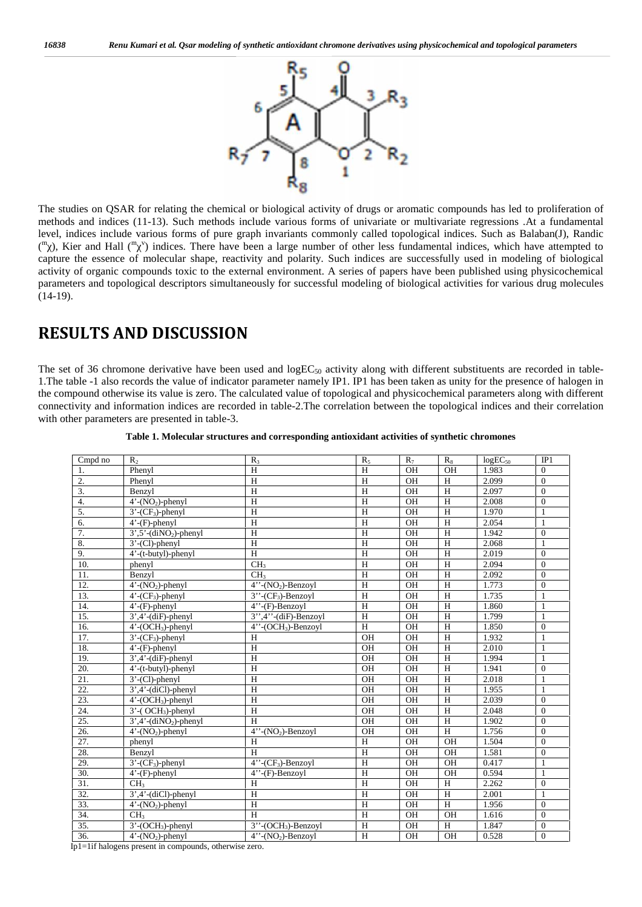The studies on QSAR for relating the chemical or biological activity of drugs or aromatic compounds has led to proliferation of methods and indices (11-13). Such methods include various forms of univariate or multivariate regressions .At a fundamental level, indices include various forms of pure graph invariants commonly called topological indices. Such as Balaban(J), Randic ($^{m}\chi$), Kier and Hall ($^{m}\chi^{v}$) indices. There have been a large number of other less fundamental indices, which have attempted to capture the essence of molecular shape, reactivity and polarity. Such indices are successfully used in modeling of biological activity of organic compounds toxic to the external environment. A series of papers have been published using physicochemical parameters and topological descriptors simultaneously for successful modeling of biological activities for various drug molecules (14-19).

# RESULTS AND DISCUSSION

The set of 36 chromone derivative have been used and $logEC_{50}$ activity along with different substituents are recorded in table-1.The table -1 also records the value of indicator parameter namely IP1. IP1 has been taken as unity for the presence of halogen in the compound otherwise its value is zero. The calculated value of topological and physicochemical parameters along with different connectivity and information indices are recorded in table-2.The correlation between the topological indices and their correlation with other parameters are presented in table-3.

**Table 1. Molecular structures and corresponding antioxidant activities of synthetic chromones**

| Cmpd no | $R_2$ | $R_3$ | $R_5$ | $R_7$ | $R_8$ | $logEC_{50}$ | IP1 |
|---|---|---|---|---|---|---|---|
| 1. | Phenyl | H | H | OH | OH | 1.983 | 0 |
| 2. | Phenyl | H | H | OH | H | 2.099 | 0 |
| 3. | Benzyl | H | H | OH | H | 2.097 | 0 |
| 4. | 4'-($NO_2$)-phenyl | H | H | OH | H | 2.008 | 0 |
| 5. | 3'-($CF_3$)-phenyl | H | H | OH | H | 1.970 | 1 |
| 6. | 4'-(F)-phenyl | H | H | OH | H | 2.054 | 1 |
| 7. | 3',5'-(di$NO_2$)-phenyl | H | H | OH | H | 1.942 | 0 |
| 8. | 3'-(Cl)-phenyl | H | H | OH | H | 2.068 | 1 |
| 9. | 4'-(t-butyl)-phenyl | H | H | OH | H | 2.019 | 0 |
| 10. | phenyl | $CH_3$ | H | OH | H | 2.094 | 0 |
| 11. | Benzyl | $CH_3$ | H | OH | H | 2.092 | 0 |
| 12. | 4'-($NO_2$)-phenyl | 4''-($NO_2$)-Benzoyl | H | OH | H | 1.773 | 0 |
| 13. | 4'-($CF_3$)-phenyl | 3''-($CF_3$)-Benzoyl | H | OH | H | 1.735 | 1 |
| 14. | 4'-(F)-phenyl | 4''-(F)-Benzoyl | H | OH | H | 1.860 | 1 |
| 15. | 3',4'-(diF)-phenyl | 3'',4''-(diF)-Benzoyl | H | OH | H | 1.799 | 1 |
| 16. | 4'-($OCH_3$)-phenyl | 4''-($OCH_3$)-Benzoyl | H | OH | H | 1.850 | 0 |
| 17. | 3'-($CF_3$)-phenyl | H | OH | OH | H | 1.932 | 1 |
| 18. | 4'-(F)-phenyl | H | OH | OH | H | 2.010 | 1 |
| 19. | 3',4'-(diF)-phenyl | H | OH | OH | H | 1.994 | 1 |
| 20. | 4'-(t-butyl)-phenyl | H | OH | OH | H | 1.941 | 0 |
| 21. | 3'-(Cl)-phenyl | H | OH | OH | H | 2.018 | 1 |
| 22. | 3',4'-(diCl)-phenyl | H | OH | OH | H | 1.955 | 1 |
| 23. | 4'-($OCH_3$)-phenyl | H | OH | OH | H | 2.039 | 0 |
| 24. | 3'-( $OCH_3$)-phenyl | H | OH | OH | H | 2.048 | 0 |
| 25. | 3',4'-(di$NO_2$)-phenyl | H | OH | OH | H | 1.902 | 0 |
| 26. | 4'-($NO_2$)-phenyl | 4''-($NO_2$)-Benzoyl | OH | OH | H | 1.756 | 0 |
| 27. | phenyl | H | H | OH | OH | 1.504 | 0 |
| 28. | Benzyl | H | H | OH | OH | 1.581 | 0 |
| 29. | 3'-($CF_3$)-phenyl | 4''-($CF_3$)-Benzoyl | H | OH | OH | 0.417 | 1 |
| 30. | 4'-(F)-phenyl | 4''-(F)-Benzoyl | H | OH | OH | 0.594 | 1 |
| 31. | $CH_3$ | H | H | OH | H | 2.262 | 0 |
| 32. | 3',4'-(diCl)-phenyl | H | H | OH | H | 2.001 | 1 |
| 33. | 4'-($NO_2$)-phenyl | H | H | OH | H | 1.956 | 0 |
| 34. | $CH_3$ | H | H | OH | OH | 1.616 | 0 |
| 35. | 3'-($OCH_3$)-phenyl | 3''-($OCH_3$)-Benzoyl | H | OH | H | 1.847 | 0 |
| 36. | 4'-($NO_2$)-phenyl | 4''-($NO_2$)-Benzoyl | H | OH | OH | 0.528 | 0 |

Ip1=1if halogens present in compounds, otherwise zero.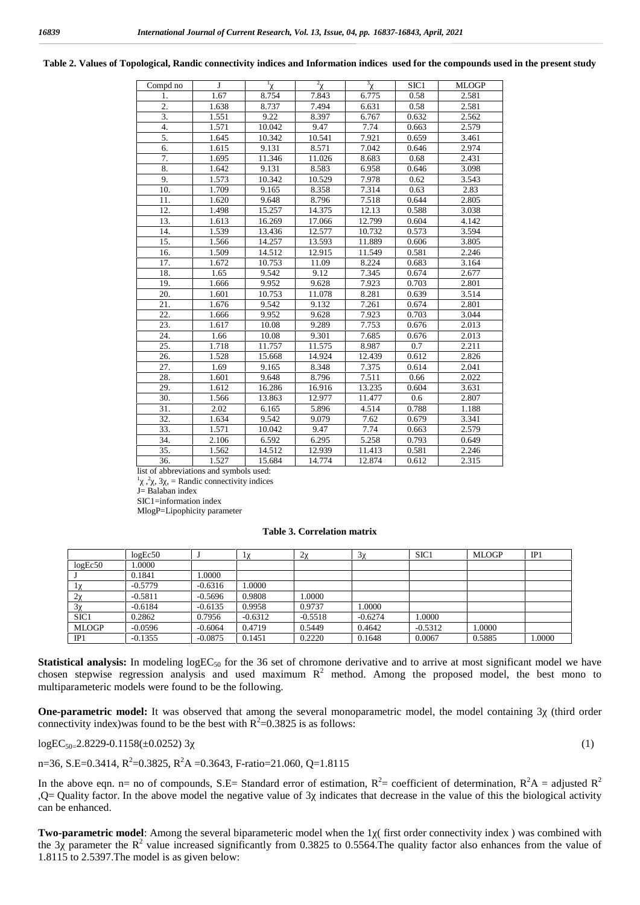**Table 2. Values of Topological, Randic connectivity indices and Information indices used for the compounds used in the present study**

| Compd no | J | $^1\chi$ | $^2\chi$ | $^3\chi$ | SIC1 | MLOGP |
|---|---|---|---|---|---|---|
| 1. | 1.67 | 8.754 | 7.843 | 6.775 | 0.58 | 2.581 |
| 2. | 1.638 | 8.737 | 7.494 | 6.631 | 0.58 | 2.581 |
| 3. | 1.551 | 9.22 | 8.397 | 6.767 | 0.632 | 2.562 |
| 4. | 1.571 | 10.042 | 9.47 | 7.74 | 0.663 | 2.579 |
| 5. | 1.645 | 10.342 | 10.541 | 7.921 | 0.659 | 3.461 |
| 6. | 1.615 | 9.131 | 8.571 | 7.042 | 0.646 | 2.974 |
| 7. | 1.695 | 11.346 | 11.026 | 8.683 | 0.68 | 2.431 |
| 8. | 1.642 | 9.131 | 8.583 | 6.958 | 0.646 | 3.098 |
| 9. | 1.573 | 10.342 | 10.529 | 7.978 | 0.62 | 3.543 |
| 10. | 1.709 | 9.165 | 8.358 | 7.314 | 0.63 | 2.83 |
| 11. | 1.620 | 9.648 | 8.796 | 7.518 | 0.644 | 2.805 |
| 12. | 1.498 | 15.257 | 14.375 | 12.13 | 0.588 | 3.038 |
| 13. | 1.613 | 16.269 | 17.066 | 12.799 | 0.604 | 4.142 |
| 14. | 1.539 | 13.436 | 12.577 | 10.732 | 0.573 | 3.594 |
| 15. | 1.566 | 14.257 | 13.593 | 11.889 | 0.606 | 3.805 |
| 16. | 1.509 | 14.512 | 12.915 | 11.549 | 0.581 | 2.246 |
| 17. | 1.672 | 10.753 | 11.09 | 8.224 | 0.683 | 3.164 |
| 18. | 1.65 | 9.542 | 9.12 | 7.345 | 0.674 | 2.677 |
| 19. | 1.666 | 9.952 | 9.628 | 7.923 | 0.703 | 2.801 |
| 20. | 1.601 | 10.753 | 11.078 | 8.281 | 0.639 | 3.514 |
| 21. | 1.676 | 9.542 | 9.132 | 7.261 | 0.674 | 2.801 |
| 22. | 1.666 | 9.952 | 9.628 | 7.923 | 0.703 | 3.044 |
| 23. | 1.617 | 10.08 | 9.289 | 7.753 | 0.676 | 2.013 |
| 24. | 1.66 | 10.08 | 9.301 | 7.685 | 0.676 | 2.013 |
| 25. | 1.718 | 11.757 | 11.575 | 8.987 | 0.7 | 2.211 |
| 26. | 1.528 | 15.668 | 14.924 | 12.439 | 0.612 | 2.826 |
| 27. | 1.69 | 9.165 | 8.348 | 7.375 | 0.614 | 2.041 |
| 28. | 1.601 | 9.648 | 8.796 | 7.511 | 0.66 | 2.022 |
| 29. | 1.612 | 16.286 | 16.916 | 13.235 | 0.604 | 3.631 |
| 30. | 1.566 | 13.863 | 12.977 | 11.477 | 0.6 | 2.807 |
| 31. | 2.02 | 6.165 | 5.896 | 4.514 | 0.788 | 1.188 |
| 32. | 1.634 | 9.542 | 9.079 | 7.62 | 0.679 | 3.341 |
| 33. | 1.571 | 10.042 | 9.47 | 7.74 | 0.663 | 2.579 |
| 34. | 2.106 | 6.592 | 6.295 | 5.258 | 0.793 | 0.649 |
| 35. | 1.562 | 14.512 | 12.939 | 11.413 | 0.581 | 2.246 |
| 36. | 1.527 | 15.684 | 14.774 | 12.874 | 0.612 | 2.315 |

list of abbreviations and symbols used:

$^1\chi$ ,$^2\chi$, $3\chi$, = Randic connectivity indices

J= Balaban index

SIC1=information index

MlogP=Lipophicity parameter

**Table 3. Correlation matrix**

| | logEc50 | J | $1\chi$ | $2\chi$ | $3\chi$ | SIC1 | MLOGP | IP1 |
|---|---|---|---|---|---|---|---|---|
| logEc50 | 1.0000 | | | | | | | |
| J | 0.1841 | 1.0000 | | | | | | |
| $1\chi$ | -0.5779 | -0.6316 | 1.0000 | | | | | |
| $2\chi$ | -0.5811 | -0.5696 | 0.9808 | 1.0000 | | | | |
| $3\chi$ | -0.6184 | -0.6135 | 0.9958 | 0.9737 | 1.0000 | | | |
| SIC1 | 0.2862 | 0.7956 | -0.6312 | -0.5518 | -0.6274 | 1.0000 | | |
| MLOGP | -0.0596 | -0.6064 | 0.4719 | 0.5449 | 0.4642 | -0.5312 | 1.0000 | |
| IP1 | -0.1355 | -0.0875 | 0.1451 | 0.2220 | 0.1648 | 0.0067 | 0.5885 | 1.0000 |

**Statistical analysis:** In modeling $\log EC_{50}$ for the 36 set of chromone derivative and to arrive at most significant model we have chosen stepwise regression analysis and used maximum $R^2$ method. Among the proposed model, the best mono to multiparameteric models were found to be the following.

**One-parametric model:** It was observed that among the several monoparametric model, the model containing $3\chi$ (third order connectivity index)was found to be the best with $R^2$=0.3825 is as follows:

$$\log EC_{50}=2.8229-0.1158(\pm0.0252)\, 3\chi \quad (1)$$

n=36, S.E=0.3414, $R^2$=0.3825, $R^2A$ =0.3643, F-ratio=21.060, Q=1.8115

In the above eqn. n= no of compounds, S.E= Standard error of estimation, $R^2$= coefficient of determination, $R^2A$ = adjusted $R^2$ ,Q= Quality factor. In the above model the negative value of $3\chi$ indicates that decrease in the value of this the biological activity can be enhanced.

**Two-parametric model**: Among the several biparameteric model when the $1\chi$( first order connectivity index ) was combined with the $3\chi$ parameter the $R^2$ value increased significantly from 0.3825 to 0.5564.The quality factor also enhances from the value of 1.8115 to 2.5397.The model is as given below: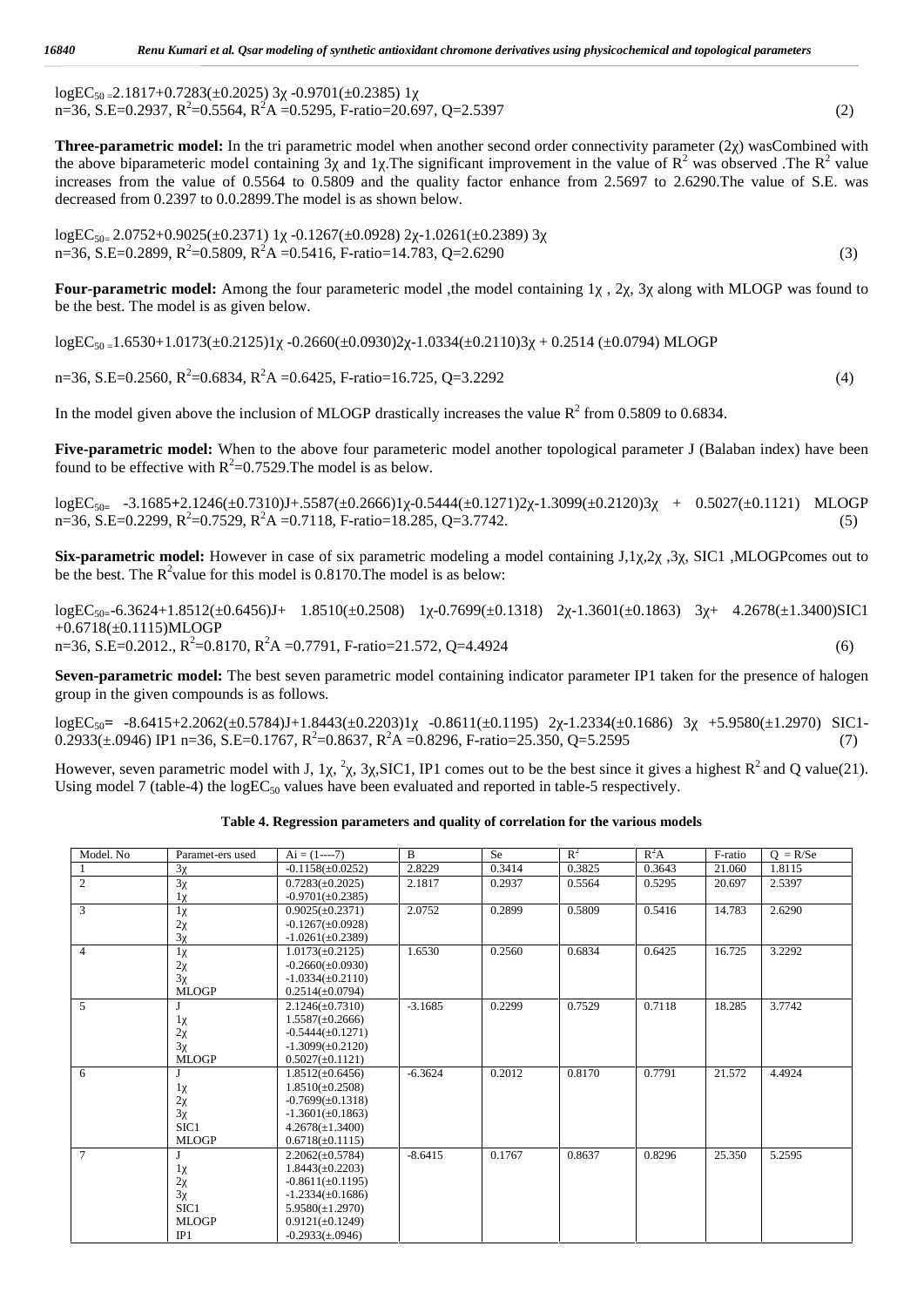$$\log EC_{50} = 2.1817 + 0.7283(\pm 0.2025)\ ^3\chi - 0.9701(\pm 0.2385)\ ^1\chi$$

n=36, S.E=0.2937, $R^2$=0.5564, $R^2A$ =0.5295, F-ratio=20.697, Q=2.5397 (2)

**Three-parametric model:** In the tri parametric model when another second order connectivity parameter (2χ) wasCombined with the above biparameteric model containing 3χ and 1χ.The significant improvement in the value of $R^2$ was observed .The $R^2$ value increases from the value of 0.5564 to 0.5809 and the quality factor enhance from 2.5697 to 2.6290.The value of S.E. was decreased from 0.2397 to 0.0.2899.The model is as shown below.

$$\log EC_{50} = 2.0752 + 0.9025(\pm 0.2371)\ ^1\chi - 0.1267(\pm 0.0928)\ ^2\chi - 1.0261(\pm 0.2389)\ ^3\chi$$

n=36, S.E=0.2899, $R^2$=0.5809, $R^2A$ =0.5416, F-ratio=14.783, Q=2.6290 (3)

**Four-parametric model:** Among the four parameteric model ,the model containing 1χ , 2χ, 3χ along with MLOGP was found to be the best. The model is as given below.

$$\log EC_{50} = 1.6530 + 1.0173(\pm 0.2125)\ ^1\chi - 0.2660(\pm 0.0930)\ ^2\chi - 1.0334(\pm 0.2110)\ ^3\chi + 0.2514(\pm 0.0794)\ MLOGP$$

n=36, S.E=0.2560, $R^2$=0.6834, $R^2A$ =0.6425, F-ratio=16.725, Q=3.2292 (4)

In the model given above the inclusion of MLOGP drastically increases the value $R^2$ from 0.5809 to 0.6834.

**Five-parametric model:** When to the above four parameteric model another topological parameter J (Balaban index) have been found to be effective with $R^2$=0.7529.The model is as below.

$$\log EC_{50} = -3.1685 + 2.1246(\pm 0.7310)J + .5587(\pm 0.2666)\ ^1\chi - 0.5444(\pm 0.1271)\ ^2\chi - 1.3099(\pm 0.2120)\ ^3\chi + 0.5027(\pm 0.1121)\ MLOGP$$

n=36, S.E=0.2299, $R^2$=0.7529, $R^2A$ =0.7118, F-ratio=18.285, Q=3.7742. (5)

**Six-parametric model:** However in case of six parametric modeling a model containing J,1χ,2χ ,3χ, SIC1 ,MLOGPcomes out to be the best. The $R^2$value for this model is 0.8170.The model is as below:

$$\log EC_{50} = -6.3624 + 1.8512(\pm 0.6456)J + 1.8510(\pm 0.2508)\ ^1\chi - 0.7699(\pm 0.1318)\ ^2\chi - 1.3601(\pm 0.1863)\ ^3\chi + 4.2678(\pm 1.3400)SIC1 + 0.6718(\pm 0.1115)MLOGP$$

n=36, S.E=0.2012., $R^2$=0.8170, $R^2A$ =0.7791, F-ratio=21.572, Q=4.4924 (6)

**Seven-parametric model:** The best seven parametric model containing indicator parameter IP1 taken for the presence of halogen group in the given compounds is as follows.

$$\log EC_{50} = -8.6415 + 2.2062(\pm 0.5784)J + 1.8443(\pm 0.2203)\ ^1\chi - 0.8611(\pm 0.1195)\ ^2\chi - 1.2334(\pm 0.1686)\ ^3\chi + 5.9580(\pm 1.2970)\ SIC1 - 0.2933(\pm .0946)\ IP1$$

n=36, S.E=0.1767, $R^2$=0.8637, $R^2A$ =0.8296, F-ratio=25.350, Q=5.2595 (7)

However, seven parametric model with J, 1χ, $^2\chi$, 3χ,SIC1, IP1 comes out to be the best since it gives a highest $R^2$ and Q value(21). Using model 7 (table-4) the $\log EC_{50}$ values have been evaluated and reported in table-5 respectively.

**Table 4. Regression parameters and quality of correlation for the various models**

| Model. No | Paramet-ers used | Ai = (1----7) | B | Se | $R^2$ | $R^2A$ | F-ratio | Q = R/Se |
|---|---|---|---|---|---|---|---|---|
| 1 | 3χ | -0.1158(±0.0252) | 2.8229 | 0.3414 | 0.3825 | 0.3643 | 21.060 | 1.8115 |
| 2 | 3χ<br>1χ | 0.7283(±0.2025)<br>-0.9701(±0.2385) | 2.1817 | 0.2937 | 0.5564 | 0.5295 | 20.697 | 2.5397 |
| 3 | 1χ<br>2χ<br>3χ | 0.9025(±0.2371)<br>-0.1267(±0.0928)<br>-1.0261(±0.2389) | 2.0752 | 0.2899 | 0.5809 | 0.5416 | 14.783 | 2.6290 |
| 4 | 1χ<br>2χ<br>3χ<br>MLOGP | 1.0173(±0.2125)<br>-0.2660(±0.0930)<br>-1.0334(±0.2110)<br>0.2514(±0.0794) | 1.6530 | 0.2560 | 0.6834 | 0.6425 | 16.725 | 3.2292 |
| 5 | J<br>1χ<br>2χ<br>3χ<br>MLOGP | 2.1246(±0.7310)<br>1.5587(±0.2666)<br>-0.5444(±0.1271)<br>-1.3099(±0.2120)<br>0.5027(±0.1121) | -3.1685 | 0.2299 | 0.7529 | 0.7118 | 18.285 | 3.7742 |
| 6 | J<br>1χ<br>2χ<br>3χ<br>SIC1<br>MLOGP | 1.8512(±0.6456)<br>1.8510(±0.2508)<br>-0.7699(±0.1318)<br>-1.3601(±0.1863)<br>4.2678(±1.3400)<br>0.6718(±0.1115) | -6.3624 | 0.2012 | 0.8170 | 0.7791 | 21.572 | 4.4924 |
| 7 | J<br>1χ<br>2χ<br>3χ<br>SIC1<br>MLOGP<br>IP1 | 2.2062(±0.5784)<br>1.8443(±0.2203)<br>-0.8611(±0.1195)<br>-1.2334(±0.1686)<br>5.9580(±1.2970)<br>0.9121(±0.1249)<br>-0.2933(±.0946) | -8.6415 | 0.1767 | 0.8637 | 0.8296 | 25.350 | 5.2595 |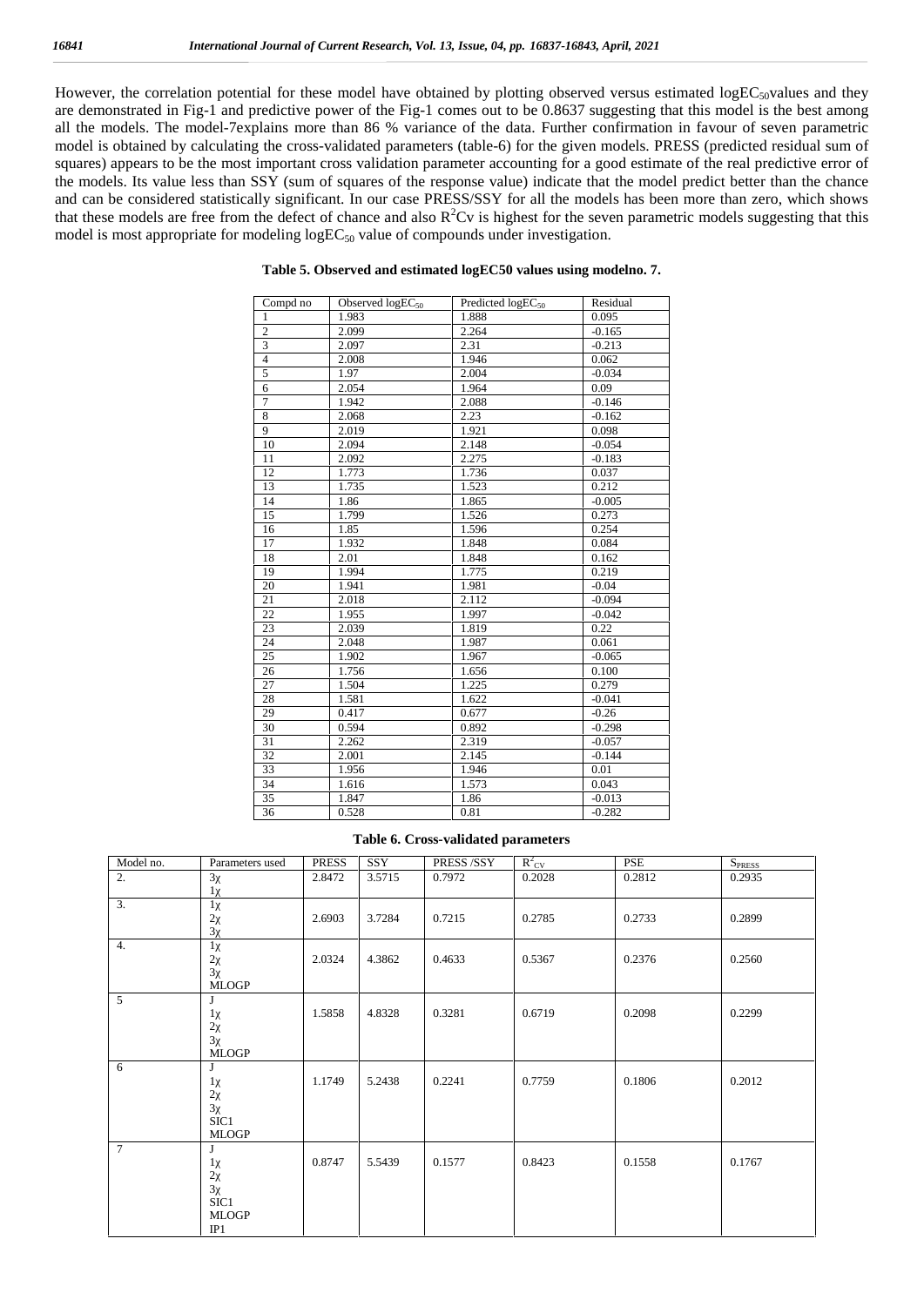However, the correlation potential for these model have obtained by plotting observed versus estimated $\log EC_{50}$values and they are demonstrated in Fig-1 and predictive power of the Fig-1 comes out to be 0.8637 suggesting that this model is the best among all the models. The model-7explains more than 86 % variance of the data. Further confirmation in favour of seven parametric model is obtained by calculating the cross-validated parameters (table-6) for the given models. PRESS (predicted residual sum of squares) appears to be the most important cross validation parameter accounting for a good estimate of the real predictive error of the models. Its value less than SSY (sum of squares of the response value) indicate that the model predict better than the chance and can be considered statistically significant. In our case PRESS/SSY for all the models has been more than zero, which shows that these models are free from the defect of chance and also $R^2$Cv is highest for the seven parametric models suggesting that this model is most appropriate for modeling $\log EC_{50}$ value of compounds under investigation.

**Table 5. Observed and estimated logEC50 values using modelno. 7.**

| Compd no | Observed $\log EC_{50}$ | Predicted $\log EC_{50}$ | Residual |
|---|---|---|---|
| 1 | 1.983 | 1.888 | 0.095 |
| 2 | 2.099 | 2.264 | -0.165 |
| 3 | 2.097 | 2.31 | -0.213 |
| 4 | 2.008 | 1.946 | 0.062 |
| 5 | 1.97 | 2.004 | -0.034 |
| 6 | 2.054 | 1.964 | 0.09 |
| 7 | 1.942 | 2.088 | -0.146 |
| 8 | 2.068 | 2.23 | -0.162 |
| 9 | 2.019 | 1.921 | 0.098 |
| 10 | 2.094 | 2.148 | -0.054 |
| 11 | 2.092 | 2.275 | -0.183 |
| 12 | 1.773 | 1.736 | 0.037 |
| 13 | 1.735 | 1.523 | 0.212 |
| 14 | 1.86 | 1.865 | -0.005 |
| 15 | 1.799 | 1.526 | 0.273 |
| 16 | 1.85 | 1.596 | 0.254 |
| 17 | 1.932 | 1.848 | 0.084 |
| 18 | 2.01 | 1.848 | 0.162 |
| 19 | 1.994 | 1.775 | 0.219 |
| 20 | 1.941 | 1.981 | -0.04 |
| 21 | 2.018 | 2.112 | -0.094 |
| 22 | 1.955 | 1.997 | -0.042 |
| 23 | 2.039 | 1.819 | 0.22 |
| 24 | 2.048 | 1.987 | 0.061 |
| 25 | 1.902 | 1.967 | -0.065 |
| 26 | 1.756 | 1.656 | 0.100 |
| 27 | 1.504 | 1.225 | 0.279 |
| 28 | 1.581 | 1.622 | -0.041 |
| 29 | 0.417 | 0.677 | -0.26 |
| 30 | 0.594 | 0.892 | -0.298 |
| 31 | 2.262 | 2.319 | -0.057 |
| 32 | 2.001 | 2.145 | -0.144 |
| 33 | 1.956 | 1.946 | 0.01 |
| 34 | 1.616 | 1.573 | 0.043 |
| 35 | 1.847 | 1.86 | -0.013 |
| 36 | 0.528 | 0.81 | -0.282 |

**Table 6. Cross-validated parameters**

| Model no. | Parameters used | PRESS | SSY | PRESS /SSY | $R^2_{CV}$ | PSE | $S_{PRESS}$ |
|---|---|---|---|---|---|---|---|
| 2. | 3χ, 1χ | 2.8472 | 3.5715 | 0.7972 | 0.2028 | 0.2812 | 0.2935 |
| 3. | 1χ, 2χ, 3χ | 2.6903 | 3.7284 | 0.7215 | 0.2785 | 0.2733 | 0.2899 |
| 4. | 1χ, 2χ, 3χ, MLOGP | 2.0324 | 4.3862 | 0.4633 | 0.5367 | 0.2376 | 0.2560 |
| 5 | J, 1χ, 2χ, 3χ, MLOGP | 1.5858 | 4.8328 | 0.3281 | 0.6719 | 0.2098 | 0.2299 |
| 6 | J, 1χ, 2χ, 3χ, SIC1, MLOGP | 1.1749 | 5.2438 | 0.2241 | 0.7759 | 0.1806 | 0.2012 |
| 7 | J, 1χ, 2χ, 3χ, SIC1, MLOGP, IP1 | 0.8747 | 5.5439 | 0.1577 | 0.8423 | 0.1558 | 0.1767 |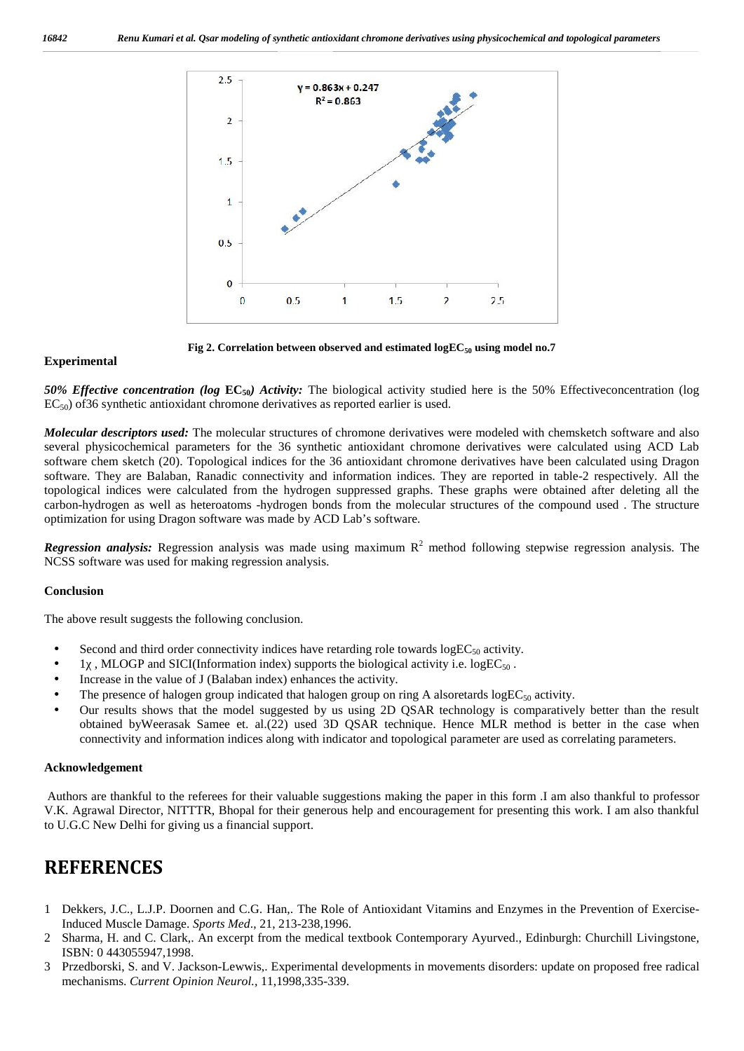Fig 2. Correlation between observed and estimated $\log EC_{50}$ using model no.7

### Experimental

***50% Effective concentration ($\log EC_{50}$) Activity:*** The biological activity studied here is the 50% Effectiveconcentration (log $EC_{50}$) of36 synthetic antioxidant chromone derivatives as reported earlier is used.

***Molecular descriptors used:*** The molecular structures of chromone derivatives were modeled with chemsketch software and also several physicochemical parameters for the 36 synthetic antioxidant chromone derivatives were calculated using ACD Lab software chem sketch (20). Topological indices for the 36 antioxidant chromone derivatives have been calculated using Dragon software. They are Balaban, Ranadic connectivity and information indices. They are reported in table-2 respectively. All the topological indices were calculated from the hydrogen suppressed graphs. These graphs were obtained after deleting all the carbon-hydrogen as well as heteroatoms -hydrogen bonds from the molecular structures of the compound used . The structure optimization for using Dragon software was made by ACD Lab's software.

***Regression analysis:*** Regression analysis was made using maximum $R^2$ method following stepwise regression analysis. The NCSS software was used for making regression analysis.

### Conclusion

The above result suggests the following conclusion.

- Second and third order connectivity indices have retarding role towards $\log EC_{50}$ activity.
- $1\chi$ , MLOGP and SICI(Information index) supports the biological activity i.e. $\log EC_{50}$ .
- Increase in the value of J (Balaban index) enhances the activity.
- The presence of halogen group indicated that halogen group on ring A alsoretards $\log EC_{50}$ activity.
- Our results shows that the model suggested by us using 2D QSAR technology is comparatively better than the result obtained byWeerasak Samee et. al.(22) used 3D QSAR technique. Hence MLR method is better in the case when connectivity and information indices along with indicator and topological parameter are used as correlating parameters.

### Acknowledgement

Authors are thankful to the referees for their valuable suggestions making the paper in this form .I am also thankful to professor V.K. Agrawal Director, NITTTR, Bhopal for their generous help and encouragement for presenting this work. I am also thankful to U.G.C New Delhi for giving us a financial support.

## REFERENCES

1. Dekkers, J.C., L.J.P. Doornen and C.G. Han,. The Role of Antioxidant Vitamins and Enzymes in the Prevention of Exercise-Induced Muscle Damage. *Sports Med*., 21, 213-238,1996.
2. Sharma, H. and C. Clark,. An excerpt from the medical textbook Contemporary Ayurved., Edinburgh: Churchill Livingstone, ISBN: 0 443055947,1998.
3. Przedborski, S. and V. Jackson-Lewwis,. Experimental developments in movements disorders: update on proposed free radical mechanisms. *Current Opinion Neurol.*, 11,1998,335-339.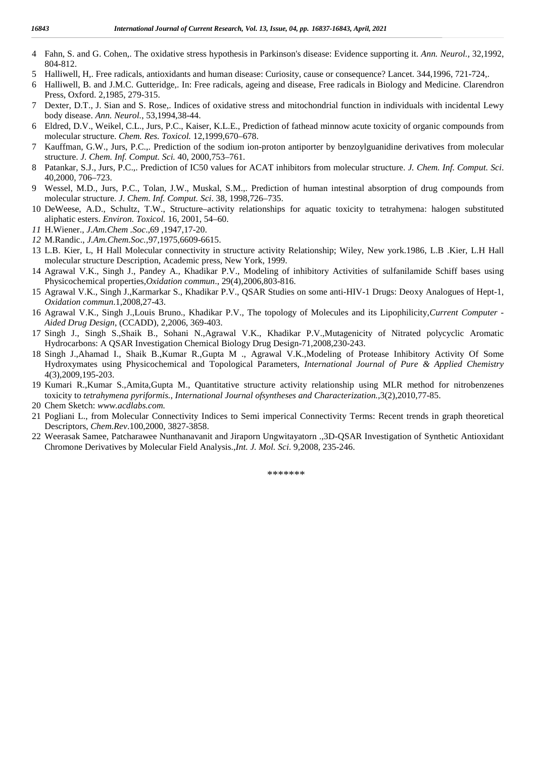4 Fahn, S. and G. Cohen,. The oxidative stress hypothesis in Parkinson's disease: Evidence supporting it. *Ann. Neurol.,* 32,1992, 804-812.

5 Halliwell, H,. Free radicals, antioxidants and human disease: Curiosity, cause or consequence? Lancet. 344,1996, 721-724,.

6 Halliwell, B. and J.M.C. Gutteridge,. In: Free radicals, ageing and disease, Free radicals in Biology and Medicine. Clarendron Press, Oxford. 2,1985, 279-315.

7 Dexter, D.T., J. Sian and S. Rose,. Indices of oxidative stress and mitochondrial function in individuals with incidental Lewy body disease. *Ann. Neurol.,* 53,1994,38-44.

6 Eldred, D.V., Weikel, C.L., Jurs, P.C., Kaiser, K.L.E., Prediction of fathead minnow acute toxicity of organic compounds from molecular structure. *Chem. Res. Toxicol.* 12,1999,670–678.

7 Kauffman, G.W., Jurs, P.C.,. Prediction of the sodium ion-proton antiporter by benzoylguanidine derivatives from molecular structure. *J. Chem. Inf. Comput. Sci.* 40, 2000,753–761.

8 Patankar, S.J., Jurs, P.C.,. Prediction of IC50 values for ACAT inhibitors from molecular structure. *J. Chem. Inf. Comput. Sci*. 40,2000, 706–723.

9 Wessel, M.D., Jurs, P.C., Tolan, J.W., Muskal, S.M.,. Prediction of human intestinal absorption of drug compounds from molecular structure. *J. Chem. Inf. Comput. Sci*. 38, 1998,726–735.

10 DeWeese, A.D., Schultz, T.W., Structure–activity relationships for aquatic toxicity to tetrahymena: halogen substituted aliphatic esters. *Environ. Toxicol.* 16, 2001, 54–60.

*11* H.Wiener., *J.Am.Chem .Soc*.,69 ,1947,17-20.

*12* M.Randic., *J.Am.Chem.Soc.*,97,1975,6609-6615.

13 L.B. Kier, L, H Hall Molecular connectivity in structure activity Relationship; Wiley, New york.1986, L.B .Kier, L.H Hall molecular structure Description, Academic press, New York, 1999.

14 Agrawal V.K., Singh J., Pandey A., Khadikar P.V., Modeling of inhibitory Activities of sulfanilamide Schiff bases using Physicochemical properties,*Oxidation commun*., 29(4),2006,803-816.

15 Agrawal V.K., Singh J.,Karmarkar S., Khadikar P.V., QSAR Studies on some anti-HIV-1 Drugs: Deoxy Analogues of Hept-1, *Oxidation commun*.1,2008,27-43.

16 Agrawal V.K., Singh J.,Louis Bruno., Khadikar P.V., The topology of Molecules and its Lipophilicity,*Current Computer - Aided Drug Design*, (CCADD), 2,2006, 369-403.

17 Singh J., Singh S.,Shaik B., Sohani N.,Agrawal V.K., Khadikar P.V.,Mutagenicity of Nitrated polycyclic Aromatic Hydrocarbons: A QSAR Investigation Chemical Biology Drug Design-71,2008,230-243.

18 Singh J.,Ahamad I., Shaik B.,Kumar R.,Gupta M ., Agrawal V.K.,Modeling of Protease Inhibitory Activity Of Some Hydroxymates using Physicochemical and Topological Parameters, *International Journal of Pure & Applied Chemistry* 4(3),2009,195-203.

19 Kumari R.,Kumar S.,Amita,Gupta M., Quantitative structure activity relationship using MLR method for nitrobenzenes toxicity to *tetrahymena pyriformis., International Journal ofsyntheses and Characterization.,*3(2),2010,77-85.

20 Chem Sketch: *www.acdlabs.com.*

21 Pogliani L., from Molecular Connectivity Indices to Semi imperical Connectivity Terms: Recent trends in graph theoretical Descriptors, *Chem.Rev*.100,2000, 3827-3858.

22 Weerasak Samee, Patcharawee Nunthanavanit and Jiraporn Ungwitayatorn .,3D-QSAR Investigation of Synthetic Antioxidant Chromone Derivatives by Molecular Field Analysis.,*Int. J. Mol. Sci*. 9,2008, 235-246.

*******